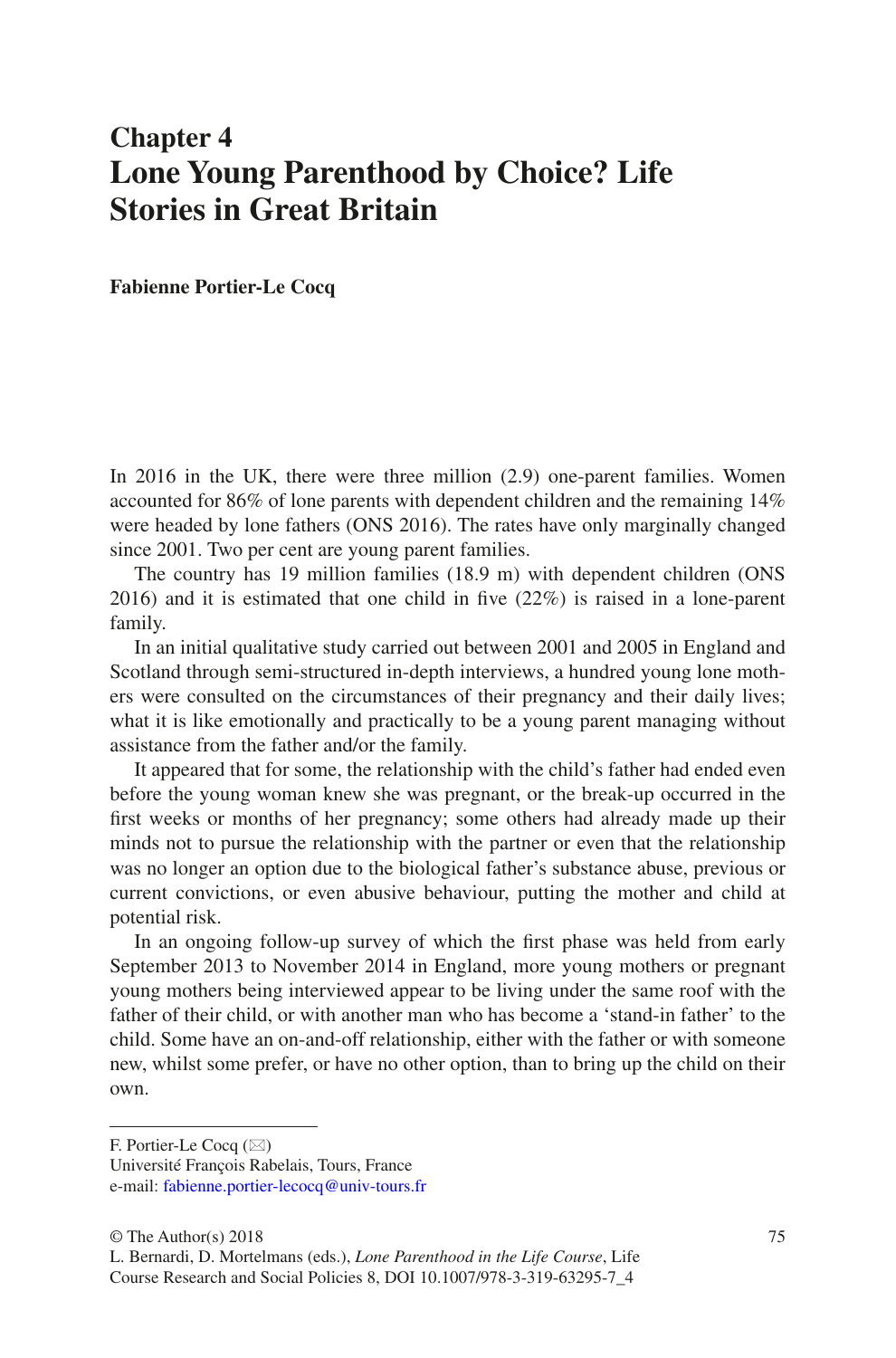# Chapter 4
# Lone Young Parenthood by Choice? Life Stories in Great Britain

**Fabienne Portier-Le Cocq**

In 2016 in the UK, there were three million (2.9) one-parent families. Women accounted for 86% of lone parents with dependent children and the remaining 14% were headed by lone fathers (ONS 2016). The rates have only marginally changed since 2001. Two per cent are young parent families.

The country has 19 million families (18.9 m) with dependent children (ONS 2016) and it is estimated that one child in five (22%) is raised in a lone-parent family.

In an initial qualitative study carried out between 2001 and 2005 in England and Scotland through semi-structured in-depth interviews, a hundred young lone mothers were consulted on the circumstances of their pregnancy and their daily lives; what it is like emotionally and practically to be a young parent managing without assistance from the father and/or the family.

It appeared that for some, the relationship with the child's father had ended even before the young woman knew she was pregnant, or the break-up occurred in the first weeks or months of her pregnancy; some others had already made up their minds not to pursue the relationship with the partner or even that the relationship was no longer an option due to the biological father's substance abuse, previous or current convictions, or even abusive behaviour, putting the mother and child at potential risk.

In an ongoing follow-up survey of which the first phase was held from early September 2013 to November 2014 in England, more young mothers or pregnant young mothers being interviewed appear to be living under the same roof with the father of their child, or with another man who has become a 'stand-in father' to the child. Some have an on-and-off relationship, either with the father or with someone new, whilst some prefer, or have no other option, than to bring up the child on their own.

---

F. Portier-Le Cocq (✉)
Université François Rabelais, Tours, France
e-mail: fabienne.portier-lecocq@univ-tours.fr

© The Author(s) 2018
L. Bernardi, D. Mortelmans (eds.), *Lone Parenthood in the Life Course*, Life Course Research and Social Policies 8, DOI 10.1007/978-3-319-63295-7_4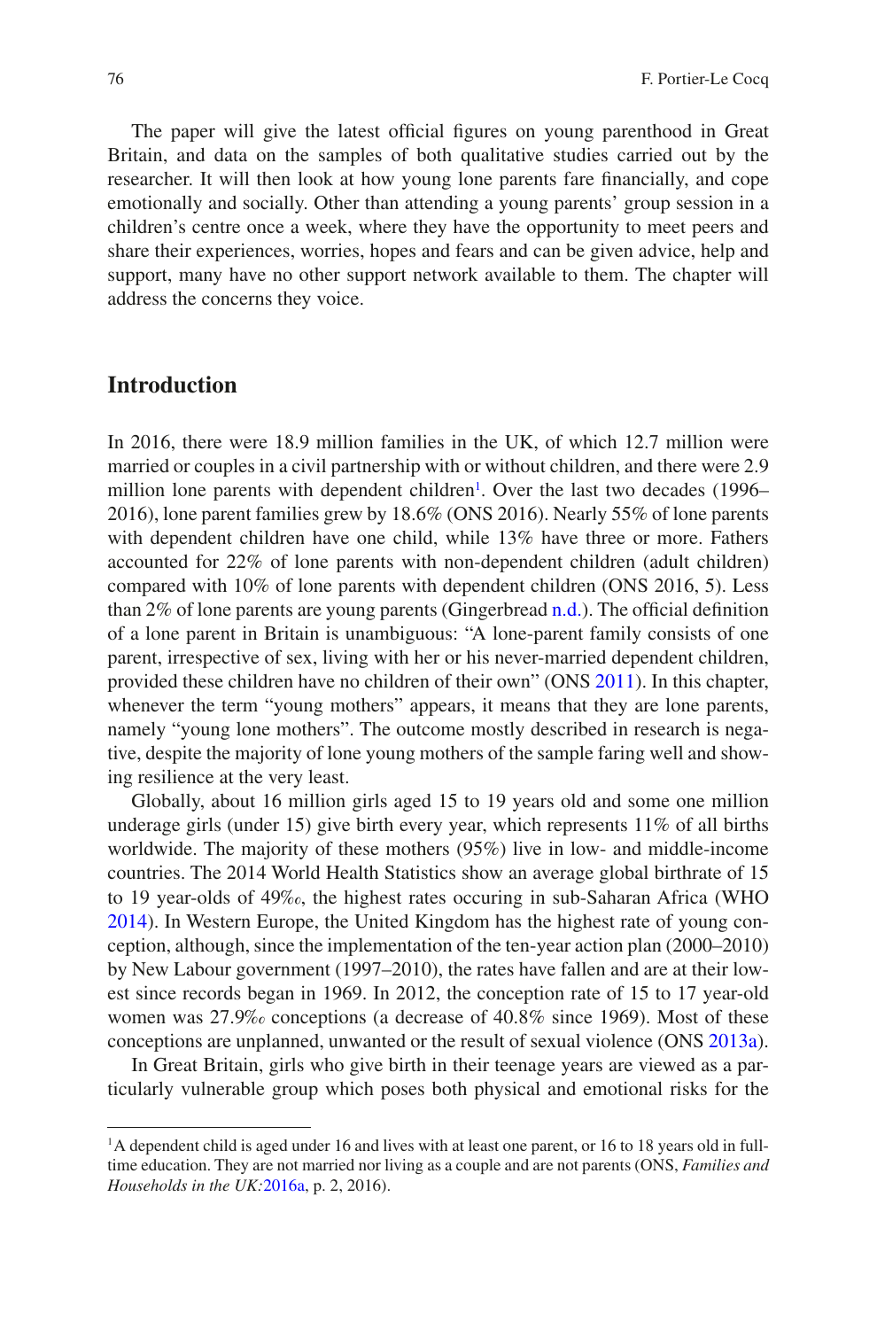The paper will give the latest official figures on young parenthood in Great Britain, and data on the samples of both qualitative studies carried out by the researcher. It will then look at how young lone parents fare financially, and cope emotionally and socially. Other than attending a young parents' group session in a children's centre once a week, where they have the opportunity to meet peers and share their experiences, worries, hopes and fears and can be given advice, help and support, many have no other support network available to them. The chapter will address the concerns they voice.

## Introduction

In 2016, there were 18.9 million families in the UK, of which 12.7 million were married or couples in a civil partnership with or without children, and there were 2.9 million lone parents with dependent children[1]. Over the last two decades (1996–2016), lone parent families grew by 18.6% (ONS 2016). Nearly 55% of lone parents with dependent children have one child, while 13% have three or more. Fathers accounted for 22% of lone parents with non-dependent children (adult children) compared with 10% of lone parents with dependent children (ONS 2016, 5). Less than 2% of lone parents are young parents (Gingerbread n.d.). The official definition of a lone parent in Britain is unambiguous: "A lone-parent family consists of one parent, irrespective of sex, living with her or his never-married dependent children, provided these children have no children of their own" (ONS 2011). In this chapter, whenever the term "young mothers" appears, it means that they are lone parents, namely "young lone mothers". The outcome mostly described in research is negative, despite the majority of lone young mothers of the sample faring well and showing resilience at the very least.

Globally, about 16 million girls aged 15 to 19 years old and some one million underage girls (under 15) give birth every year, which represents 11% of all births worldwide. The majority of these mothers (95%) live in low- and middle-income countries. The 2014 World Health Statistics show an average global birthrate of 15 to 19 year-olds of 49‰, the highest rates occuring in sub-Saharan Africa (WHO 2014). In Western Europe, the United Kingdom has the highest rate of young conception, although, since the implementation of the ten-year action plan (2000–2010) by New Labour government (1997–2010), the rates have fallen and are at their lowest since records began in 1969. In 2012, the conception rate of 15 to 17 year-old women was 27.9‰ conceptions (a decrease of 40.8% since 1969). Most of these conceptions are unplanned, unwanted or the result of sexual violence (ONS 2013a).

In Great Britain, girls who give birth in their teenage years are viewed as a particularly vulnerable group which poses both physical and emotional risks for the

[1] A dependent child is aged under 16 and lives with at least one parent, or 16 to 18 years old in full-time education. They are not married nor living as a couple and are not parents (ONS, *Families and Households in the UK:* 2016a, p. 2, 2016).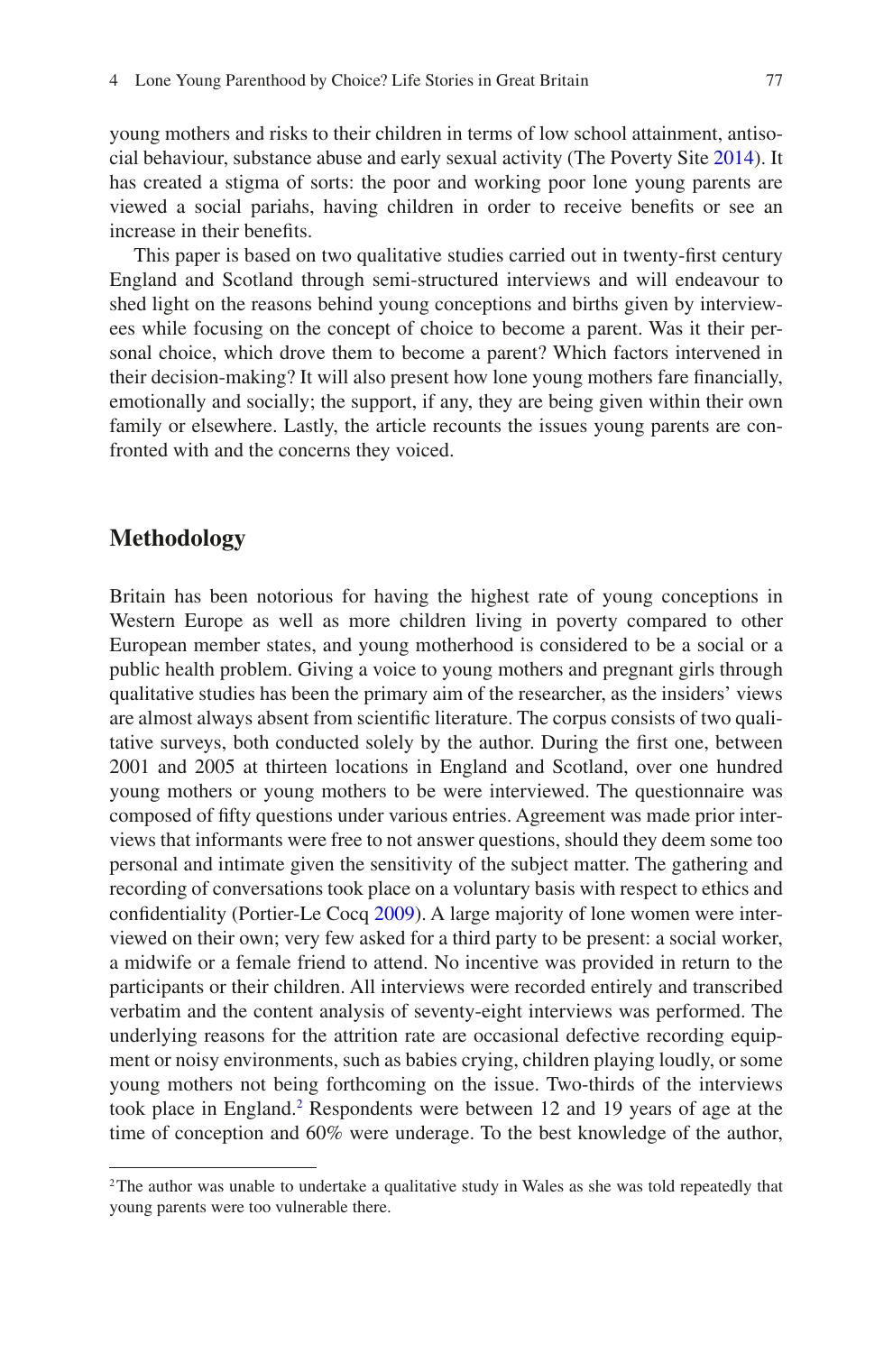young mothers and risks to their children in terms of low school attainment, antisocial behaviour, substance abuse and early sexual activity (The Poverty Site 2014). It has created a stigma of sorts: the poor and working poor lone young parents are viewed a social pariahs, having children in order to receive benefits or see an increase in their benefits.

This paper is based on two qualitative studies carried out in twenty-first century England and Scotland through semi-structured interviews and will endeavour to shed light on the reasons behind young conceptions and births given by interviewees while focusing on the concept of choice to become a parent. Was it their personal choice, which drove them to become a parent? Which factors intervened in their decision-making? It will also present how lone young mothers fare financially, emotionally and socially; the support, if any, they are being given within their own family or elsewhere. Lastly, the article recounts the issues young parents are confronted with and the concerns they voiced.

## Methodology

Britain has been notorious for having the highest rate of young conceptions in Western Europe as well as more children living in poverty compared to other European member states, and young motherhood is considered to be a social or a public health problem. Giving a voice to young mothers and pregnant girls through qualitative studies has been the primary aim of the researcher, as the insiders' views are almost always absent from scientific literature. The corpus consists of two qualitative surveys, both conducted solely by the author. During the first one, between 2001 and 2005 at thirteen locations in England and Scotland, over one hundred young mothers or young mothers to be were interviewed. The questionnaire was composed of fifty questions under various entries. Agreement was made prior interviews that informants were free to not answer questions, should they deem some too personal and intimate given the sensitivity of the subject matter. The gathering and recording of conversations took place on a voluntary basis with respect to ethics and confidentiality (Portier-Le Cocq 2009). A large majority of lone women were interviewed on their own; very few asked for a third party to be present: a social worker, a midwife or a female friend to attend. No incentive was provided in return to the participants or their children. All interviews were recorded entirely and transcribed verbatim and the content analysis of seventy-eight interviews was performed. The underlying reasons for the attrition rate are occasional defective recording equipment or noisy environments, such as babies crying, children playing loudly, or some young mothers not being forthcoming on the issue. Two-thirds of the interviews took place in England.[2] Respondents were between 12 and 19 years of age at the time of conception and 60% were underage. To the best knowledge of the author,

[2] The author was unable to undertake a qualitative study in Wales as she was told repeatedly that young parents were too vulnerable there.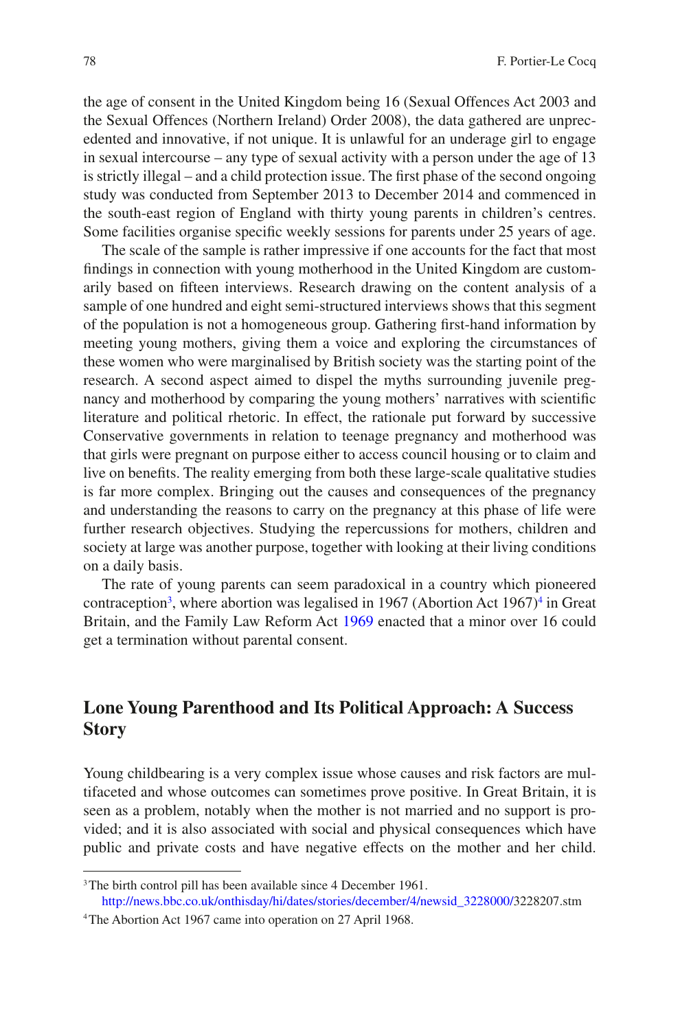the age of consent in the United Kingdom being 16 (Sexual Offences Act 2003 and the Sexual Offences (Northern Ireland) Order 2008), the data gathered are unprecedented and innovative, if not unique. It is unlawful for an underage girl to engage in sexual intercourse – any type of sexual activity with a person under the age of 13 is strictly illegal – and a child protection issue. The first phase of the second ongoing study was conducted from September 2013 to December 2014 and commenced in the south-east region of England with thirty young parents in children's centres. Some facilities organise specific weekly sessions for parents under 25 years of age.

The scale of the sample is rather impressive if one accounts for the fact that most findings in connection with young motherhood in the United Kingdom are customarily based on fifteen interviews. Research drawing on the content analysis of a sample of one hundred and eight semi-structured interviews shows that this segment of the population is not a homogeneous group. Gathering first-hand information by meeting young mothers, giving them a voice and exploring the circumstances of these women who were marginalised by British society was the starting point of the research. A second aspect aimed to dispel the myths surrounding juvenile pregnancy and motherhood by comparing the young mothers' narratives with scientific literature and political rhetoric. In effect, the rationale put forward by successive Conservative governments in relation to teenage pregnancy and motherhood was that girls were pregnant on purpose either to access council housing or to claim and live on benefits. The reality emerging from both these large-scale qualitative studies is far more complex. Bringing out the causes and consequences of the pregnancy and understanding the reasons to carry on the pregnancy at this phase of life were further research objectives. Studying the repercussions for mothers, children and society at large was another purpose, together with looking at their living conditions on a daily basis.

The rate of young parents can seem paradoxical in a country which pioneered contraception[3], where abortion was legalised in 1967 (Abortion Act 1967)[4] in Great Britain, and the Family Law Reform Act 1969 enacted that a minor over 16 could get a termination without parental consent.

## Lone Young Parenthood and Its Political Approach: A Success Story

Young childbearing is a very complex issue whose causes and risk factors are multifaceted and whose outcomes can sometimes prove positive. In Great Britain, it is seen as a problem, notably when the mother is not married and no support is provided; and it is also associated with social and physical consequences which have public and private costs and have negative effects on the mother and her child.

---

[3] The birth control pill has been available since 4 December 1961. http://news.bbc.co.uk/onthisday/hi/dates/stories/december/4/newsid_3228000/3228207.stm

[4] The Abortion Act 1967 came into operation on 27 April 1968.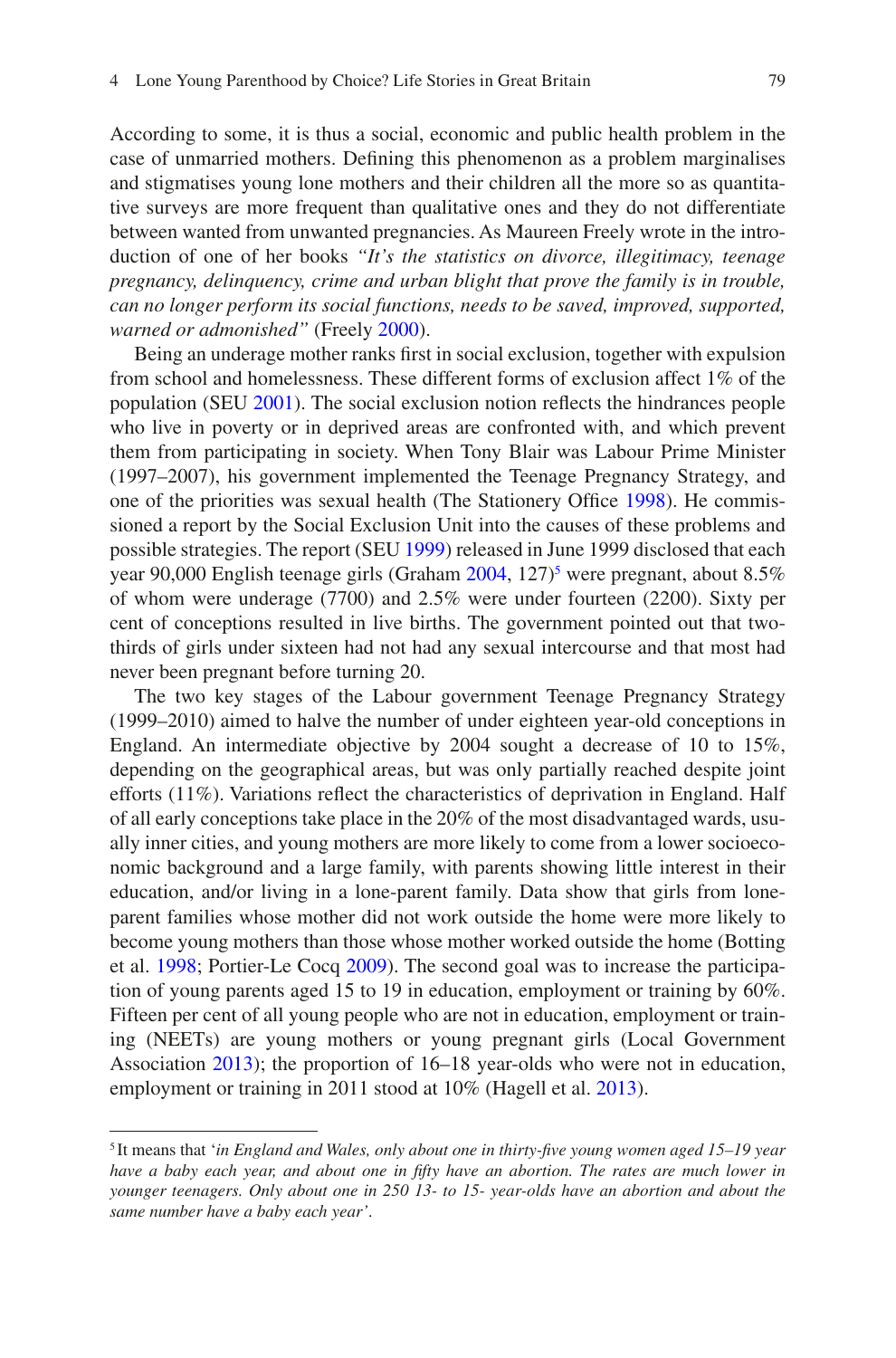According to some, it is thus a social, economic and public health problem in the case of unmarried mothers. Defining this phenomenon as a problem marginalises and stigmatises young lone mothers and their children all the more so as quantitative surveys are more frequent than qualitative ones and they do not differentiate between wanted from unwanted pregnancies. As Maureen Freely wrote in the introduction of one of her books *"It's the statistics on divorce, illegitimacy, teenage pregnancy, delinquency, crime and urban blight that prove the family is in trouble, can no longer perform its social functions, needs to be saved, improved, supported, warned or admonished"* (Freely 2000).

Being an underage mother ranks first in social exclusion, together with expulsion from school and homelessness. These different forms of exclusion affect 1% of the population (SEU 2001). The social exclusion notion reflects the hindrances people who live in poverty or in deprived areas are confronted with, and which prevent them from participating in society. When Tony Blair was Labour Prime Minister (1997–2007), his government implemented the Teenage Pregnancy Strategy, and one of the priorities was sexual health (The Stationery Office 1998). He commissioned a report by the Social Exclusion Unit into the causes of these problems and possible strategies. The report (SEU 1999) released in June 1999 disclosed that each year 90,000 English teenage girls (Graham 2004, 127)[5] were pregnant, about 8.5% of whom were underage (7700) and 2.5% were under fourteen (2200). Sixty per cent of conceptions resulted in live births. The government pointed out that two-thirds of girls under sixteen had not had any sexual intercourse and that most had never been pregnant before turning 20.

The two key stages of the Labour government Teenage Pregnancy Strategy (1999–2010) aimed to halve the number of under eighteen year-old conceptions in England. An intermediate objective by 2004 sought a decrease of 10 to 15%, depending on the geographical areas, but was only partially reached despite joint efforts (11%). Variations reflect the characteristics of deprivation in England. Half of all early conceptions take place in the 20% of the most disadvantaged wards, usually inner cities, and young mothers are more likely to come from a lower socioeconomic background and a large family, with parents showing little interest in their education, and/or living in a lone-parent family. Data show that girls from lone-parent families whose mother did not work outside the home were more likely to become young mothers than those whose mother worked outside the home (Botting et al. 1998; Portier-Le Cocq 2009). The second goal was to increase the participation of young parents aged 15 to 19 in education, employment or training by 60%. Fifteen per cent of all young people who are not in education, employment or training (NEETs) are young mothers or young pregnant girls (Local Government Association 2013); the proportion of 16–18 year-olds who were not in education, employment or training in 2011 stood at 10% (Hagell et al. 2013).

---

[5] It means that '*in England and Wales, only about one in thirty-five young women aged 15–19 year have a baby each year, and about one in fifty have an abortion. The rates are much lower in younger teenagers. Only about one in 250 13- to 15- year-olds have an abortion and about the same number have a baby each year*'.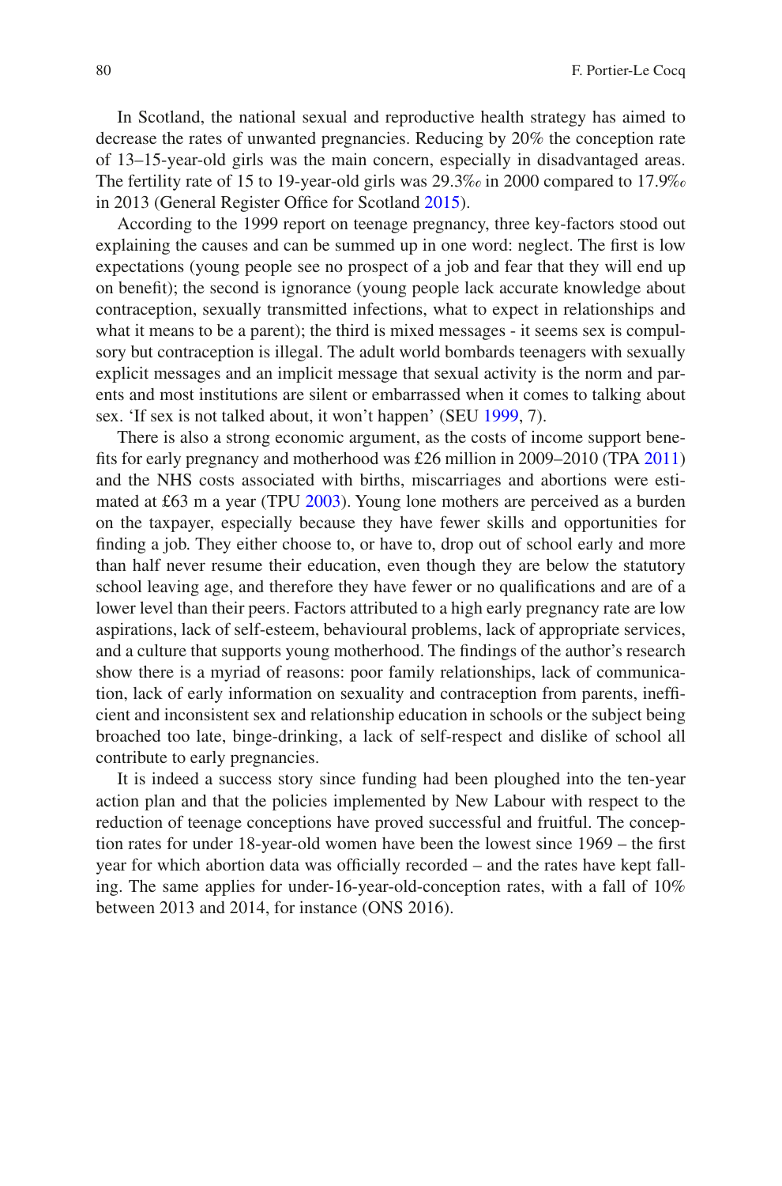In Scotland, the national sexual and reproductive health strategy has aimed to decrease the rates of unwanted pregnancies. Reducing by 20% the conception rate of 13–15-year-old girls was the main concern, especially in disadvantaged areas. The fertility rate of 15 to 19-year-old girls was 29.3‰ in 2000 compared to 17.9‰ in 2013 (General Register Office for Scotland 2015).

According to the 1999 report on teenage pregnancy, three key-factors stood out explaining the causes and can be summed up in one word: neglect. The first is low expectations (young people see no prospect of a job and fear that they will end up on benefit); the second is ignorance (young people lack accurate knowledge about contraception, sexually transmitted infections, what to expect in relationships and what it means to be a parent); the third is mixed messages - it seems sex is compulsory but contraception is illegal. The adult world bombards teenagers with sexually explicit messages and an implicit message that sexual activity is the norm and parents and most institutions are silent or embarrassed when it comes to talking about sex. 'If sex is not talked about, it won't happen' (SEU 1999, 7).

There is also a strong economic argument, as the costs of income support benefits for early pregnancy and motherhood was £26 million in 2009–2010 (TPA 2011) and the NHS costs associated with births, miscarriages and abortions were estimated at £63 m a year (TPU 2003). Young lone mothers are perceived as a burden on the taxpayer, especially because they have fewer skills and opportunities for finding a job. They either choose to, or have to, drop out of school early and more than half never resume their education, even though they are below the statutory school leaving age, and therefore they have fewer or no qualifications and are of a lower level than their peers. Factors attributed to a high early pregnancy rate are low aspirations, lack of self-esteem, behavioural problems, lack of appropriate services, and a culture that supports young motherhood. The findings of the author's research show there is a myriad of reasons: poor family relationships, lack of communication, lack of early information on sexuality and contraception from parents, inefficient and inconsistent sex and relationship education in schools or the subject being broached too late, binge-drinking, a lack of self-respect and dislike of school all contribute to early pregnancies.

It is indeed a success story since funding had been ploughed into the ten-year action plan and that the policies implemented by New Labour with respect to the reduction of teenage conceptions have proved successful and fruitful. The conception rates for under 18-year-old women have been the lowest since 1969 – the first year for which abortion data was officially recorded – and the rates have kept falling. The same applies for under-16-year-old-conception rates, with a fall of 10% between 2013 and 2014, for instance (ONS 2016).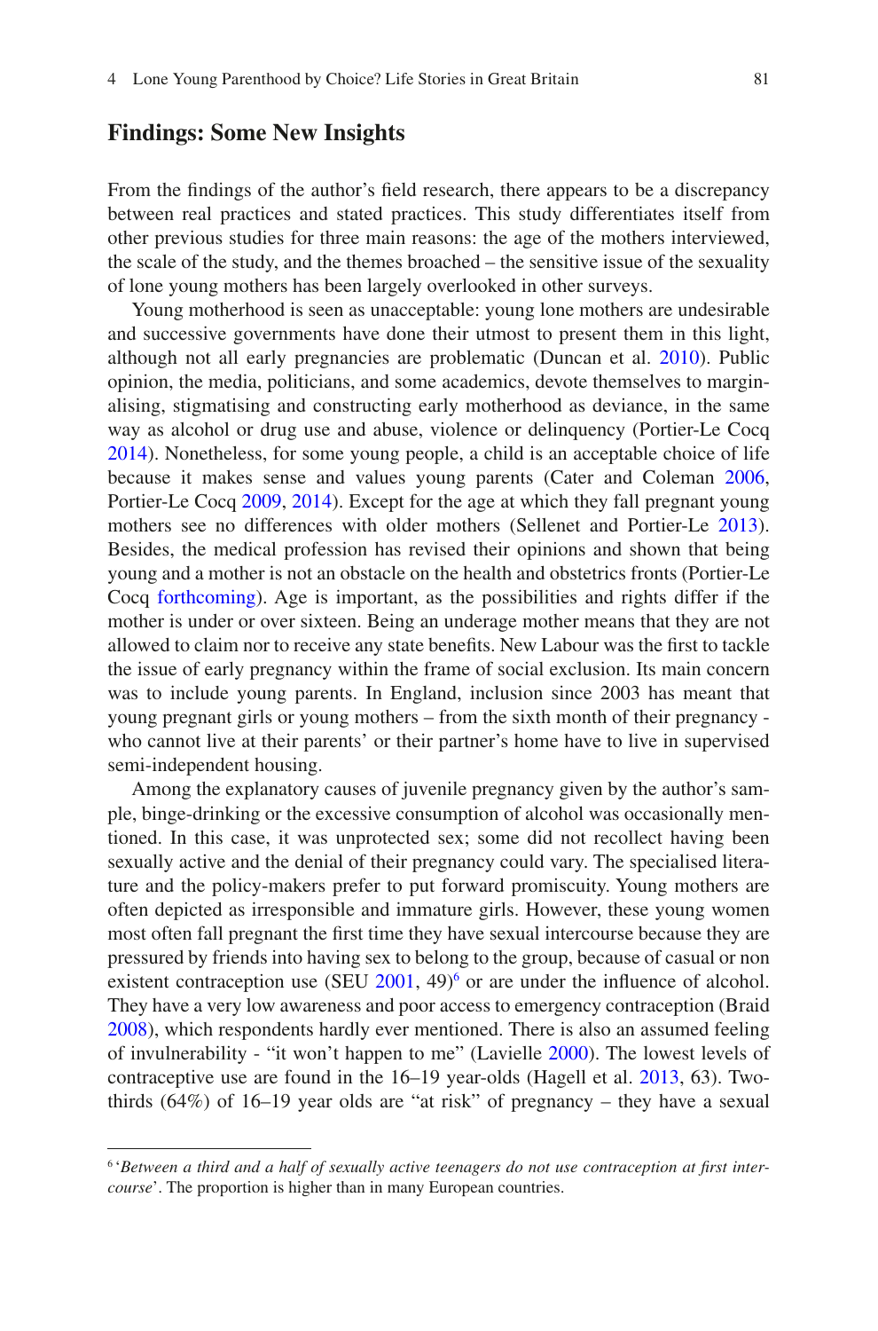## Findings: Some New Insights

From the findings of the author's field research, there appears to be a discrepancy between real practices and stated practices. This study differentiates itself from other previous studies for three main reasons: the age of the mothers interviewed, the scale of the study, and the themes broached – the sensitive issue of the sexuality of lone young mothers has been largely overlooked in other surveys.

Young motherhood is seen as unacceptable: young lone mothers are undesirable and successive governments have done their utmost to present them in this light, although not all early pregnancies are problematic (Duncan et al. 2010). Public opinion, the media, politicians, and some academics, devote themselves to marginalising, stigmatising and constructing early motherhood as deviance, in the same way as alcohol or drug use and abuse, violence or delinquency (Portier-Le Cocq 2014). Nonetheless, for some young people, a child is an acceptable choice of life because it makes sense and values young parents (Cater and Coleman 2006, Portier-Le Cocq 2009, 2014). Except for the age at which they fall pregnant young mothers see no differences with older mothers (Sellenet and Portier-Le 2013). Besides, the medical profession has revised their opinions and shown that being young and a mother is not an obstacle on the health and obstetrics fronts (Portier-Le Cocq forthcoming). Age is important, as the possibilities and rights differ if the mother is under or over sixteen. Being an underage mother means that they are not allowed to claim nor to receive any state benefits. New Labour was the first to tackle the issue of early pregnancy within the frame of social exclusion. Its main concern was to include young parents. In England, inclusion since 2003 has meant that young pregnant girls or young mothers – from the sixth month of their pregnancy - who cannot live at their parents' or their partner's home have to live in supervised semi-independent housing.

Among the explanatory causes of juvenile pregnancy given by the author's sample, binge-drinking or the excessive consumption of alcohol was occasionally mentioned. In this case, it was unprotected sex; some did not recollect having been sexually active and the denial of their pregnancy could vary. The specialised literature and the policy-makers prefer to put forward promiscuity. Young mothers are often depicted as irresponsible and immature girls. However, these young women most often fall pregnant the first time they have sexual intercourse because they are pressured by friends into having sex to belong to the group, because of casual or non existent contraception use (SEU 2001, 49)[6] or are under the influence of alcohol. They have a very low awareness and poor access to emergency contraception (Braid 2008), which respondents hardly ever mentioned. There is also an assumed feeling of invulnerability - "it won't happen to me" (Lavielle 2000). The lowest levels of contraceptive use are found in the 16–19 year-olds (Hagell et al. 2013, 63). Two-thirds (64%) of 16–19 year olds are "at risk" of pregnancy – they have a sexual

[6] '*Between a third and a half of sexually active teenagers do not use contraception at first intercourse*'. The proportion is higher than in many European countries.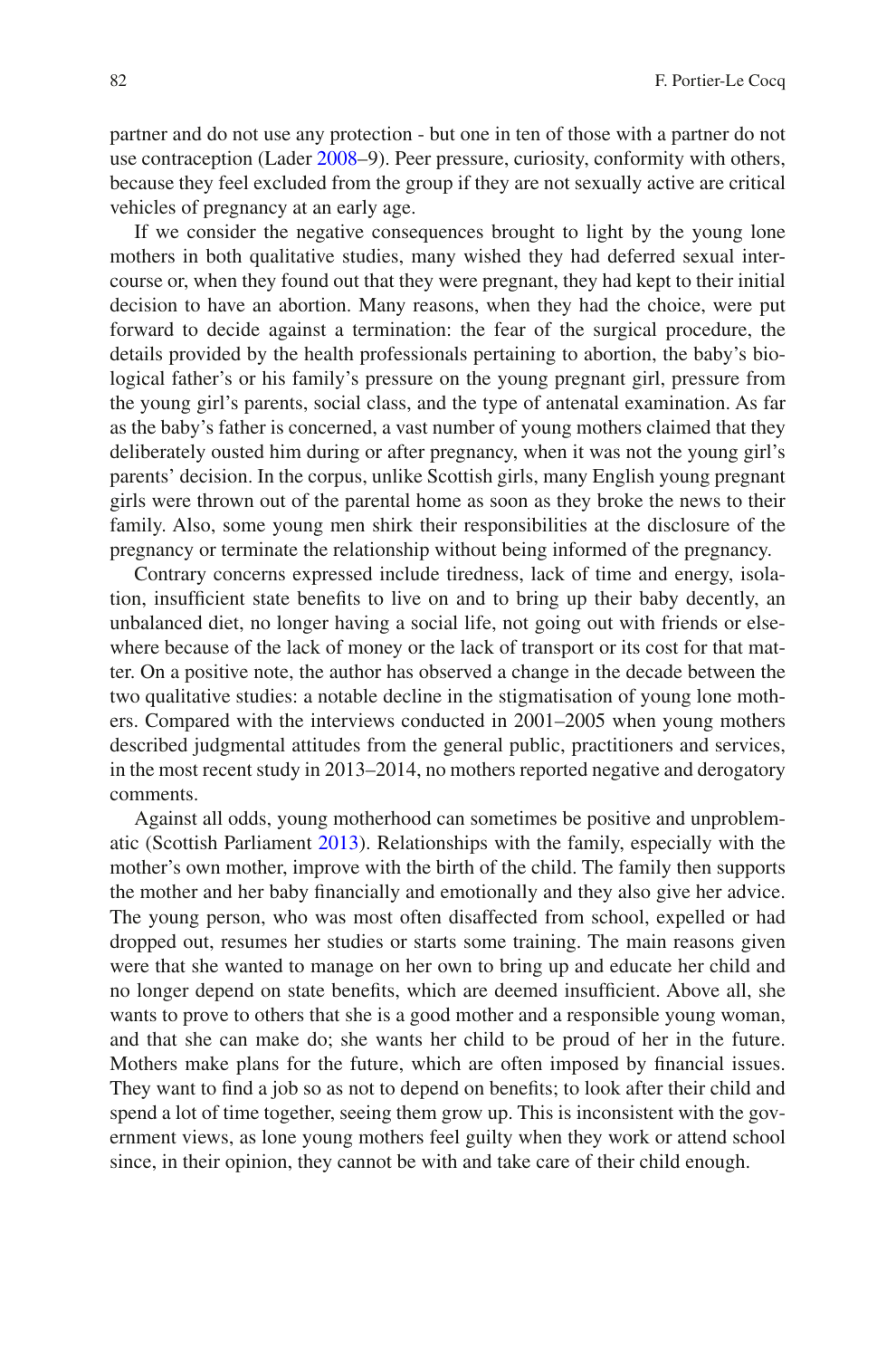partner and do not use any protection - but one in ten of those with a partner do not use contraception (Lader 2008–9). Peer pressure, curiosity, conformity with others, because they feel excluded from the group if they are not sexually active are critical vehicles of pregnancy at an early age.

If we consider the negative consequences brought to light by the young lone mothers in both qualitative studies, many wished they had deferred sexual intercourse or, when they found out that they were pregnant, they had kept to their initial decision to have an abortion. Many reasons, when they had the choice, were put forward to decide against a termination: the fear of the surgical procedure, the details provided by the health professionals pertaining to abortion, the baby's biological father's or his family's pressure on the young pregnant girl, pressure from the young girl's parents, social class, and the type of antenatal examination. As far as the baby's father is concerned, a vast number of young mothers claimed that they deliberately ousted him during or after pregnancy, when it was not the young girl's parents' decision. In the corpus, unlike Scottish girls, many English young pregnant girls were thrown out of the parental home as soon as they broke the news to their family. Also, some young men shirk their responsibilities at the disclosure of the pregnancy or terminate the relationship without being informed of the pregnancy.

Contrary concerns expressed include tiredness, lack of time and energy, isolation, insufficient state benefits to live on and to bring up their baby decently, an unbalanced diet, no longer having a social life, not going out with friends or elsewhere because of the lack of money or the lack of transport or its cost for that matter. On a positive note, the author has observed a change in the decade between the two qualitative studies: a notable decline in the stigmatisation of young lone mothers. Compared with the interviews conducted in 2001–2005 when young mothers described judgmental attitudes from the general public, practitioners and services, in the most recent study in 2013–2014, no mothers reported negative and derogatory comments.

Against all odds, young motherhood can sometimes be positive and unproblematic (Scottish Parliament 2013). Relationships with the family, especially with the mother's own mother, improve with the birth of the child. The family then supports the mother and her baby financially and emotionally and they also give her advice. The young person, who was most often disaffected from school, expelled or had dropped out, resumes her studies or starts some training. The main reasons given were that she wanted to manage on her own to bring up and educate her child and no longer depend on state benefits, which are deemed insufficient. Above all, she wants to prove to others that she is a good mother and a responsible young woman, and that she can make do; she wants her child to be proud of her in the future. Mothers make plans for the future, which are often imposed by financial issues. They want to find a job so as not to depend on benefits; to look after their child and spend a lot of time together, seeing them grow up. This is inconsistent with the government views, as lone young mothers feel guilty when they work or attend school since, in their opinion, they cannot be with and take care of their child enough.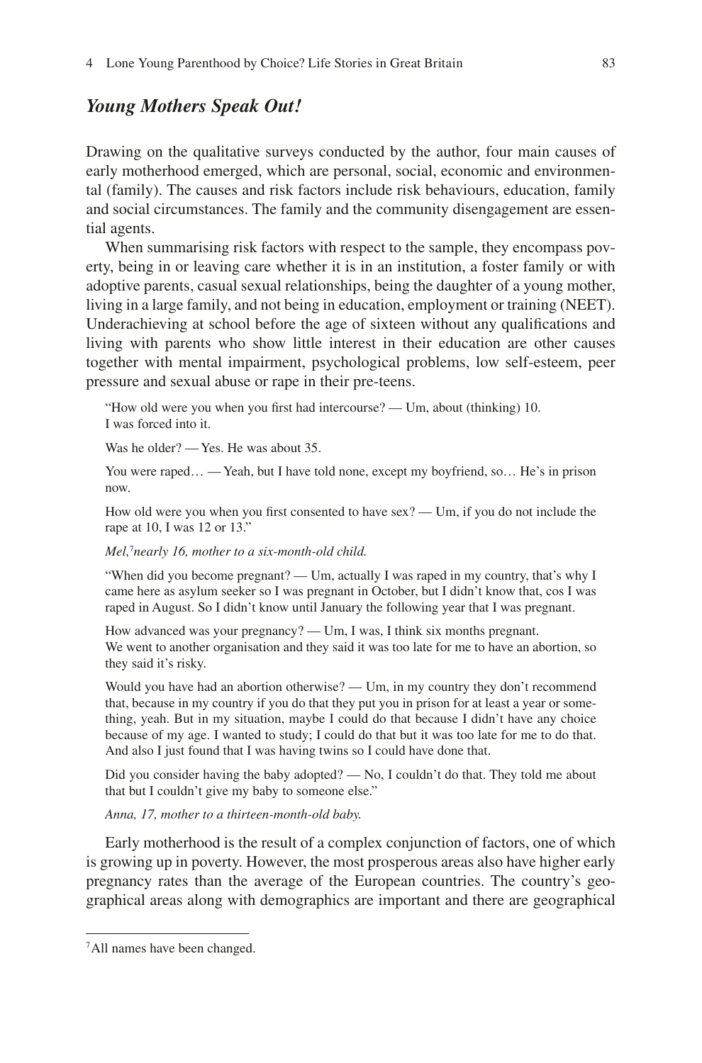## *Young Mothers Speak Out!*

Drawing on the qualitative surveys conducted by the author, four main causes of early motherhood emerged, which are personal, social, economic and environmental (family). The causes and risk factors include risk behaviours, education, family and social circumstances. The family and the community disengagement are essential agents.

When summarising risk factors with respect to the sample, they encompass poverty, being in or leaving care whether it is in an institution, a foster family or with adoptive parents, casual sexual relationships, being the daughter of a young mother, living in a large family, and not being in education, employment or training (NEET). Underachieving at school before the age of sixteen without any qualifications and living with parents who show little interest in their education are other causes together with mental impairment, psychological problems, low self-esteem, peer pressure and sexual abuse or rape in their pre-teens.

> "How old were you when you first had intercourse? — Um, about (thinking) 10. I was forced into it.
>
> Was he older? — Yes. He was about 35.
>
> You were raped… — Yeah, but I have told none, except my boyfriend, so… He's in prison now.
>
> How old were you when you first consented to have sex? — Um, if you do not include the rape at 10, I was 12 or 13."
>
> *Mel,*[7] *nearly 16, mother to a six-month-old child.*
>
> "When did you become pregnant? — Um, actually I was raped in my country, that's why I came here as asylum seeker so I was pregnant in October, but I didn't know that, cos I was raped in August. So I didn't know until January the following year that I was pregnant.
>
> How advanced was your pregnancy? — Um, I was, I think six months pregnant. We went to another organisation and they said it was too late for me to have an abortion, so they said it's risky.
>
> Would you have had an abortion otherwise? — Um, in my country they don't recommend that, because in my country if you do that they put you in prison for at least a year or something, yeah. But in my situation, maybe I could do that because I didn't have any choice because of my age. I wanted to study; I could do that but it was too late for me to do that. And also I just found that I was having twins so I could have done that.
>
> Did you consider having the baby adopted? — No, I couldn't do that. They told me about that but I couldn't give my baby to someone else."
>
> *Anna, 17, mother to a thirteen-month-old baby.*

Early motherhood is the result of a complex conjunction of factors, one of which is growing up in poverty. However, the most prosperous areas also have higher early pregnancy rates than the average of the European countries. The country's geographical areas along with demographics are important and there are geographical

---

[7] All names have been changed.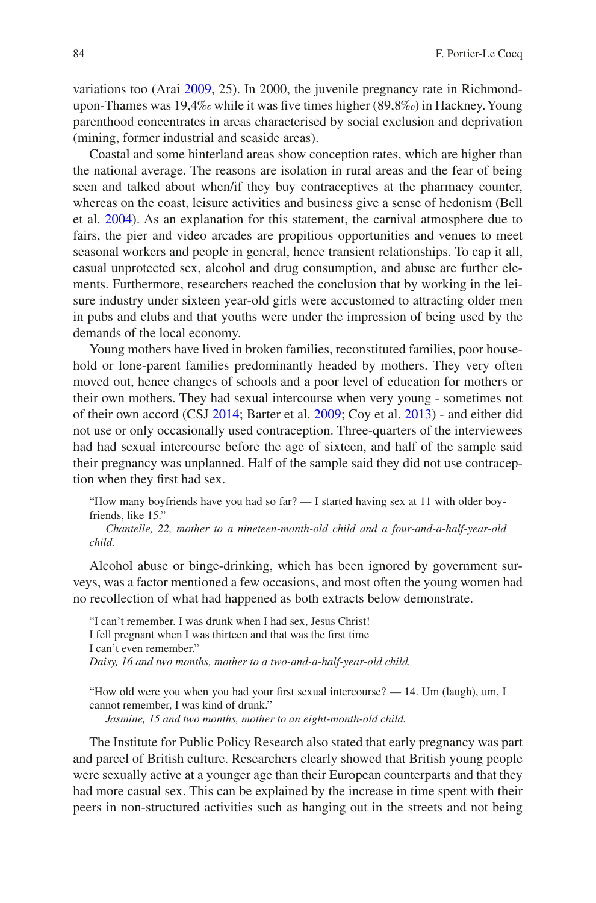variations too (Arai 2009, 25). In 2000, the juvenile pregnancy rate in Richmond-upon-Thames was 19,4‰ while it was five times higher (89,8‰) in Hackney. Young parenthood concentrates in areas characterised by social exclusion and deprivation (mining, former industrial and seaside areas).

Coastal and some hinterland areas show conception rates, which are higher than the national average. The reasons are isolation in rural areas and the fear of being seen and talked about when/if they buy contraceptives at the pharmacy counter, whereas on the coast, leisure activities and business give a sense of hedonism (Bell et al. 2004). As an explanation for this statement, the carnival atmosphere due to fairs, the pier and video arcades are propitious opportunities and venues to meet seasonal workers and people in general, hence transient relationships. To cap it all, casual unprotected sex, alcohol and drug consumption, and abuse are further elements. Furthermore, researchers reached the conclusion that by working in the leisure industry under sixteen year-old girls were accustomed to attracting older men in pubs and clubs and that youths were under the impression of being used by the demands of the local economy.

Young mothers have lived in broken families, reconstituted families, poor household or lone-parent families predominantly headed by mothers. They very often moved out, hence changes of schools and a poor level of education for mothers or their own mothers. They had sexual intercourse when very young - sometimes not of their own accord (CSJ 2014; Barter et al. 2009; Coy et al. 2013) - and either did not use or only occasionally used contraception. Three-quarters of the interviewees had had sexual intercourse before the age of sixteen, and half of the sample said their pregnancy was unplanned. Half of the sample said they did not use contraception when they first had sex.

> "How many boyfriends have you had so far? — I started having sex at 11 with older boyfriends, like 15."
>
> *Chantelle, 22, mother to a nineteen-month-old child and a four-and-a-half-year-old child.*

Alcohol abuse or binge-drinking, which has been ignored by government surveys, was a factor mentioned a few occasions, and most often the young women had no recollection of what had happened as both extracts below demonstrate.

> "I can't remember. I was drunk when I had sex, Jesus Christ!
> I fell pregnant when I was thirteen and that was the first time
> I can't even remember."
> *Daisy, 16 and two months, mother to a two-and-a-half-year-old child.*

> "How old were you when you had your first sexual intercourse? — 14. Um (laugh), um, I cannot remember, I was kind of drunk."
>
> *Jasmine, 15 and two months, mother to an eight-month-old child.*

The Institute for Public Policy Research also stated that early pregnancy was part and parcel of British culture. Researchers clearly showed that British young people were sexually active at a younger age than their European counterparts and that they had more casual sex. This can be explained by the increase in time spent with their peers in non-structured activities such as hanging out in the streets and not being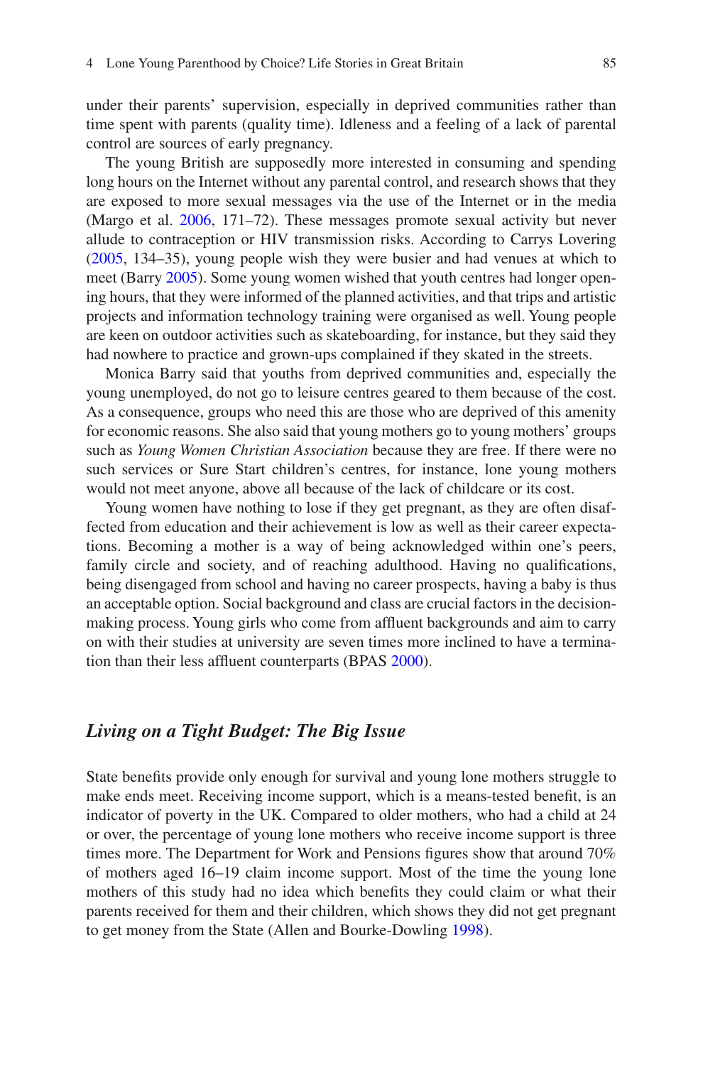under their parents' supervision, especially in deprived communities rather than time spent with parents (quality time). Idleness and a feeling of a lack of parental control are sources of early pregnancy.

The young British are supposedly more interested in consuming and spending long hours on the Internet without any parental control, and research shows that they are exposed to more sexual messages via the use of the Internet or in the media (Margo et al. 2006, 171–72). These messages promote sexual activity but never allude to contraception or HIV transmission risks. According to Carrys Lovering (2005, 134–35), young people wish they were busier and had venues at which to meet (Barry 2005). Some young women wished that youth centres had longer opening hours, that they were informed of the planned activities, and that trips and artistic projects and information technology training were organised as well. Young people are keen on outdoor activities such as skateboarding, for instance, but they said they had nowhere to practice and grown-ups complained if they skated in the streets.

Monica Barry said that youths from deprived communities and, especially the young unemployed, do not go to leisure centres geared to them because of the cost. As a consequence, groups who need this are those who are deprived of this amenity for economic reasons. She also said that young mothers go to young mothers' groups such as *Young Women Christian Association* because they are free. If there were no such services or Sure Start children's centres, for instance, lone young mothers would not meet anyone, above all because of the lack of childcare or its cost.

Young women have nothing to lose if they get pregnant, as they are often disaffected from education and their achievement is low as well as their career expectations. Becoming a mother is a way of being acknowledged within one's peers, family circle and society, and of reaching adulthood. Having no qualifications, being disengaged from school and having no career prospects, having a baby is thus an acceptable option. Social background and class are crucial factors in the decision-making process. Young girls who come from affluent backgrounds and aim to carry on with their studies at university are seven times more inclined to have a termination than their less affluent counterparts (BPAS 2000).

## *Living on a Tight Budget: The Big Issue*

State benefits provide only enough for survival and young lone mothers struggle to make ends meet. Receiving income support, which is a means-tested benefit, is an indicator of poverty in the UK. Compared to older mothers, who had a child at 24 or over, the percentage of young lone mothers who receive income support is three times more. The Department for Work and Pensions figures show that around 70% of mothers aged 16–19 claim income support. Most of the time the young lone mothers of this study had no idea which benefits they could claim or what their parents received for them and their children, which shows they did not get pregnant to get money from the State (Allen and Bourke-Dowling 1998).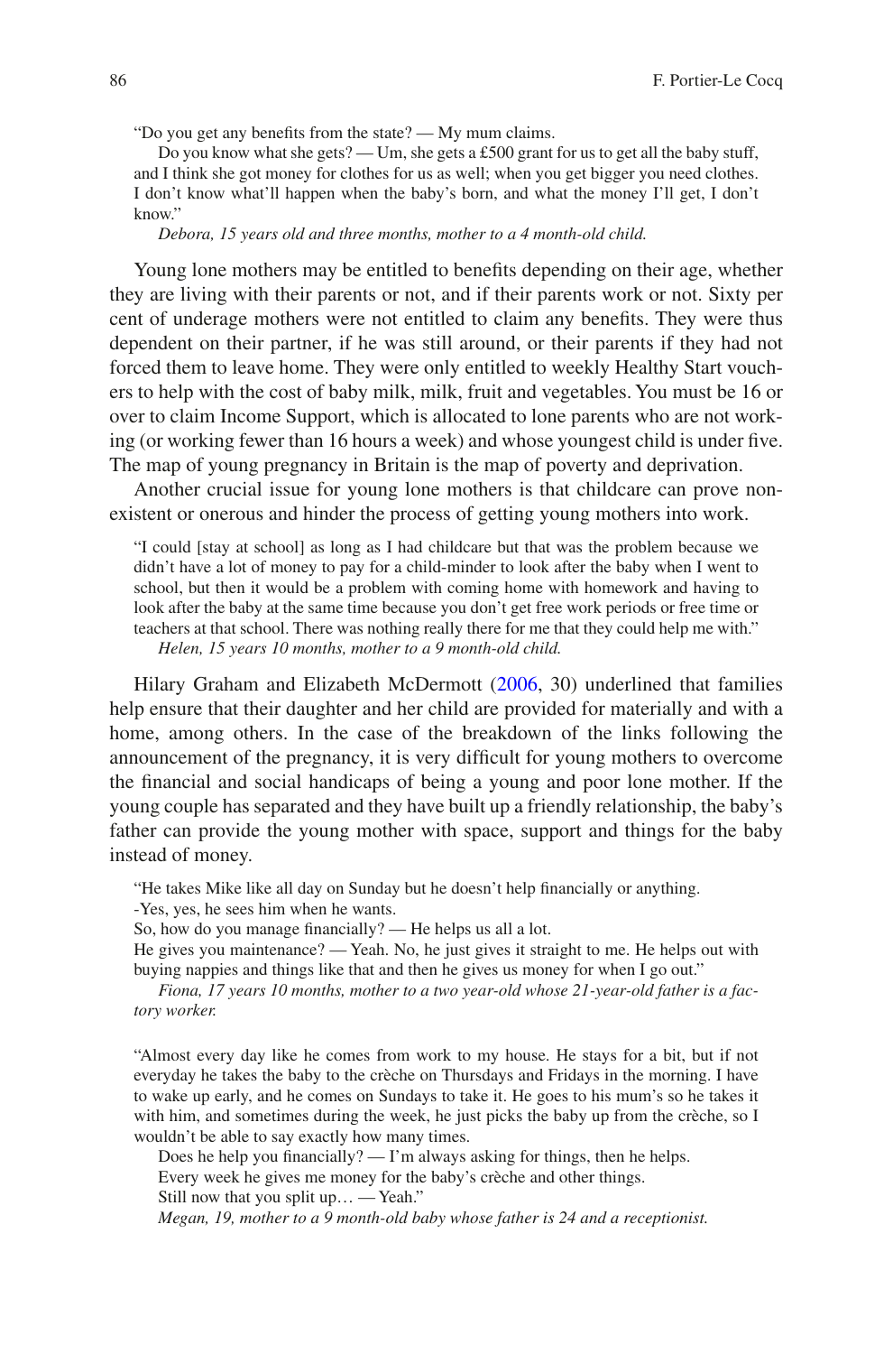"Do you get any benefits from the state? — My mum claims.

Do you know what she gets? — Um, she gets a £500 grant for us to get all the baby stuff, and I think she got money for clothes for us as well; when you get bigger you need clothes. I don't know what'll happen when the baby's born, and what the money I'll get, I don't know."

*Debora, 15 years old and three months, mother to a 4 month-old child.*

Young lone mothers may be entitled to benefits depending on their age, whether they are living with their parents or not, and if their parents work or not. Sixty per cent of underage mothers were not entitled to claim any benefits. They were thus dependent on their partner, if he was still around, or their parents if they had not forced them to leave home. They were only entitled to weekly Healthy Start vouchers to help with the cost of baby milk, milk, fruit and vegetables. You must be 16 or over to claim Income Support, which is allocated to lone parents who are not working (or working fewer than 16 hours a week) and whose youngest child is under five. The map of young pregnancy in Britain is the map of poverty and deprivation.

Another crucial issue for young lone mothers is that childcare can prove non-existent or onerous and hinder the process of getting young mothers into work.

"I could [stay at school] as long as I had childcare but that was the problem because we didn't have a lot of money to pay for a child-minder to look after the baby when I went to school, but then it would be a problem with coming home with homework and having to look after the baby at the same time because you don't get free work periods or free time or teachers at that school. There was nothing really there for me that they could help me with."

*Helen, 15 years 10 months, mother to a 9 month-old child.*

Hilary Graham and Elizabeth McDermott (2006, 30) underlined that families help ensure that their daughter and her child are provided for materially and with a home, among others. In the case of the breakdown of the links following the announcement of the pregnancy, it is very difficult for young mothers to overcome the financial and social handicaps of being a young and poor lone mother. If the young couple has separated and they have built up a friendly relationship, the baby's father can provide the young mother with space, support and things for the baby instead of money.

"He takes Mike like all day on Sunday but he doesn't help financially or anything.

-Yes, yes, he sees him when he wants.

So, how do you manage financially? — He helps us all a lot.

He gives you maintenance? — Yeah. No, he just gives it straight to me. He helps out with buying nappies and things like that and then he gives us money for when I go out."

*Fiona, 17 years 10 months, mother to a two year-old whose 21-year-old father is a factory worker.*

"Almost every day like he comes from work to my house. He stays for a bit, but if not everyday he takes the baby to the crèche on Thursdays and Fridays in the morning. I have to wake up early, and he comes on Sundays to take it. He goes to his mum's so he takes it with him, and sometimes during the week, he just picks the baby up from the crèche, so I wouldn't be able to say exactly how many times.

Does he help you financially? — I'm always asking for things, then he helps.

Every week he gives me money for the baby's crèche and other things.

Still now that you split up… — Yeah."

*Megan, 19, mother to a 9 month-old baby whose father is 24 and a receptionist.*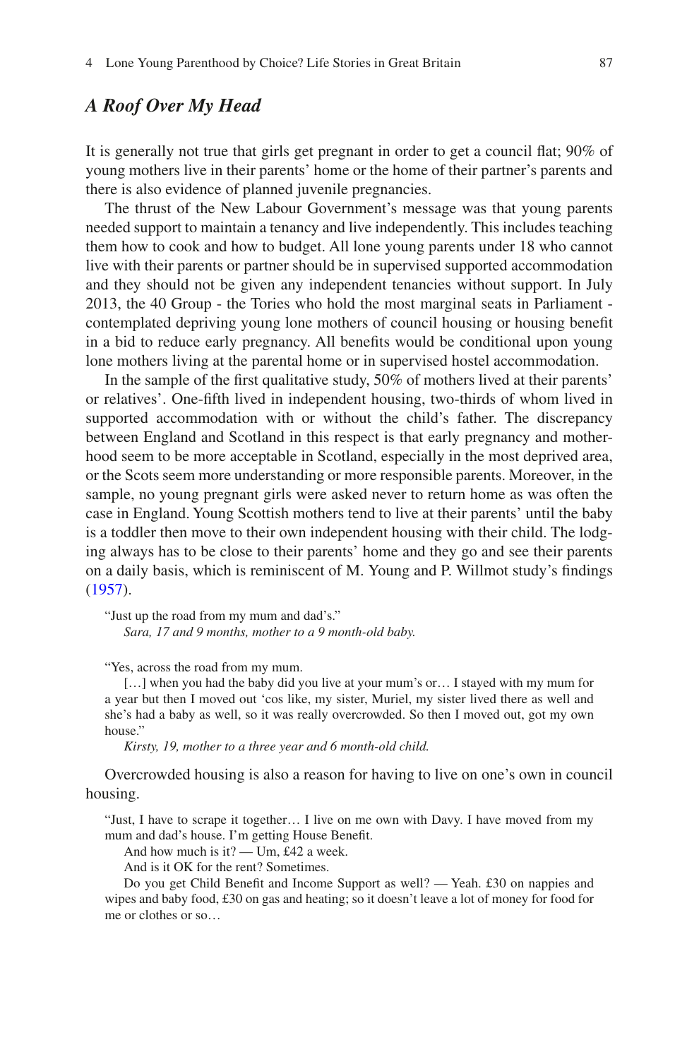### *A Roof Over My Head*

It is generally not true that girls get pregnant in order to get a council flat; 90% of young mothers live in their parents' home or the home of their partner's parents and there is also evidence of planned juvenile pregnancies.

The thrust of the New Labour Government's message was that young parents needed support to maintain a tenancy and live independently. This includes teaching them how to cook and how to budget. All lone young parents under 18 who cannot live with their parents or partner should be in supervised supported accommodation and they should not be given any independent tenancies without support. In July 2013, the 40 Group - the Tories who hold the most marginal seats in Parliament - contemplated depriving young lone mothers of council housing or housing benefit in a bid to reduce early pregnancy. All benefits would be conditional upon young lone mothers living at the parental home or in supervised hostel accommodation.

In the sample of the first qualitative study, 50% of mothers lived at their parents' or relatives'. One-fifth lived in independent housing, two-thirds of whom lived in supported accommodation with or without the child's father. The discrepancy between England and Scotland in this respect is that early pregnancy and motherhood seem to be more acceptable in Scotland, especially in the most deprived area, or the Scots seem more understanding or more responsible parents. Moreover, in the sample, no young pregnant girls were asked never to return home as was often the case in England. Young Scottish mothers tend to live at their parents' until the baby is a toddler then move to their own independent housing with their child. The lodging always has to be close to their parents' home and they go and see their parents on a daily basis, which is reminiscent of M. Young and P. Willmot study's findings (1957).

> "Just up the road from my mum and dad's."
>
> *Sara, 17 and 9 months, mother to a 9 month-old baby.*

> "Yes, across the road from my mum.
>
> […] when you had the baby did you live at your mum's or… I stayed with my mum for a year but then I moved out 'cos like, my sister, Muriel, my sister lived there as well and she's had a baby as well, so it was really overcrowded. So then I moved out, got my own house."
>
> *Kirsty, 19, mother to a three year and 6 month-old child.*

Overcrowded housing is also a reason for having to live on one's own in council housing.

> "Just, I have to scrape it together… I live on me own with Davy. I have moved from my mum and dad's house. I'm getting House Benefit.
>
> And how much is it? — Um, £42 a week.
>
> And is it OK for the rent? Sometimes.
>
> Do you get Child Benefit and Income Support as well? — Yeah. £30 on nappies and wipes and baby food, £30 on gas and heating; so it doesn't leave a lot of money for food for me or clothes or so…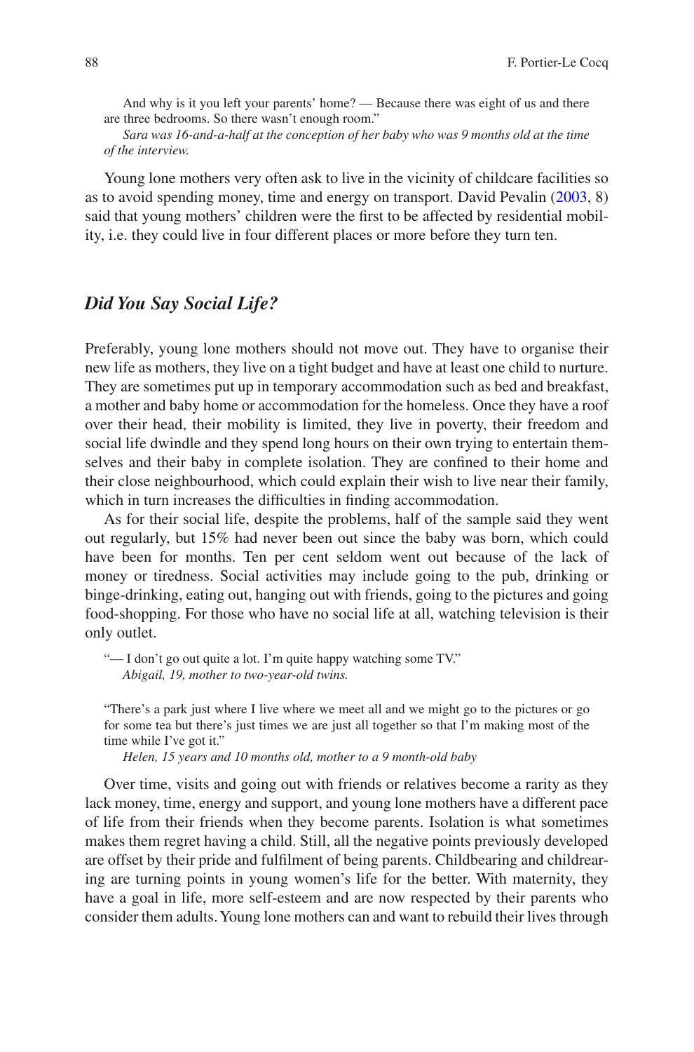And why is it you left your parents' home? — Because there was eight of us and there are three bedrooms. So there wasn't enough room."

*Sara was 16-and-a-half at the conception of her baby who was 9 months old at the time of the interview.*

Young lone mothers very often ask to live in the vicinity of childcare facilities so as to avoid spending money, time and energy on transport. David Pevalin (2003, 8) said that young mothers' children were the first to be affected by residential mobility, i.e. they could live in four different places or more before they turn ten.

## *Did You Say Social Life?*

Preferably, young lone mothers should not move out. They have to organise their new life as mothers, they live on a tight budget and have at least one child to nurture. They are sometimes put up in temporary accommodation such as bed and breakfast, a mother and baby home or accommodation for the homeless. Once they have a roof over their head, their mobility is limited, they live in poverty, their freedom and social life dwindle and they spend long hours on their own trying to entertain themselves and their baby in complete isolation. They are confined to their home and their close neighbourhood, which could explain their wish to live near their family, which in turn increases the difficulties in finding accommodation.

As for their social life, despite the problems, half of the sample said they went out regularly, but 15% had never been out since the baby was born, which could have been for months. Ten per cent seldom went out because of the lack of money or tiredness. Social activities may include going to the pub, drinking or binge-drinking, eating out, hanging out with friends, going to the pictures and going food-shopping. For those who have no social life at all, watching television is their only outlet.

"— I don't go out quite a lot. I'm quite happy watching some TV."

*Abigail, 19, mother to two-year-old twins.*

"There's a park just where I live where we meet all and we might go to the pictures or go for some tea but there's just times we are just all together so that I'm making most of the time while I've got it."

*Helen, 15 years and 10 months old, mother to a 9 month-old baby*

Over time, visits and going out with friends or relatives become a rarity as they lack money, time, energy and support, and young lone mothers have a different pace of life from their friends when they become parents. Isolation is what sometimes makes them regret having a child. Still, all the negative points previously developed are offset by their pride and fulfilment of being parents. Childbearing and childrearing are turning points in young women's life for the better. With maternity, they have a goal in life, more self-esteem and are now respected by their parents who consider them adults. Young lone mothers can and want to rebuild their lives through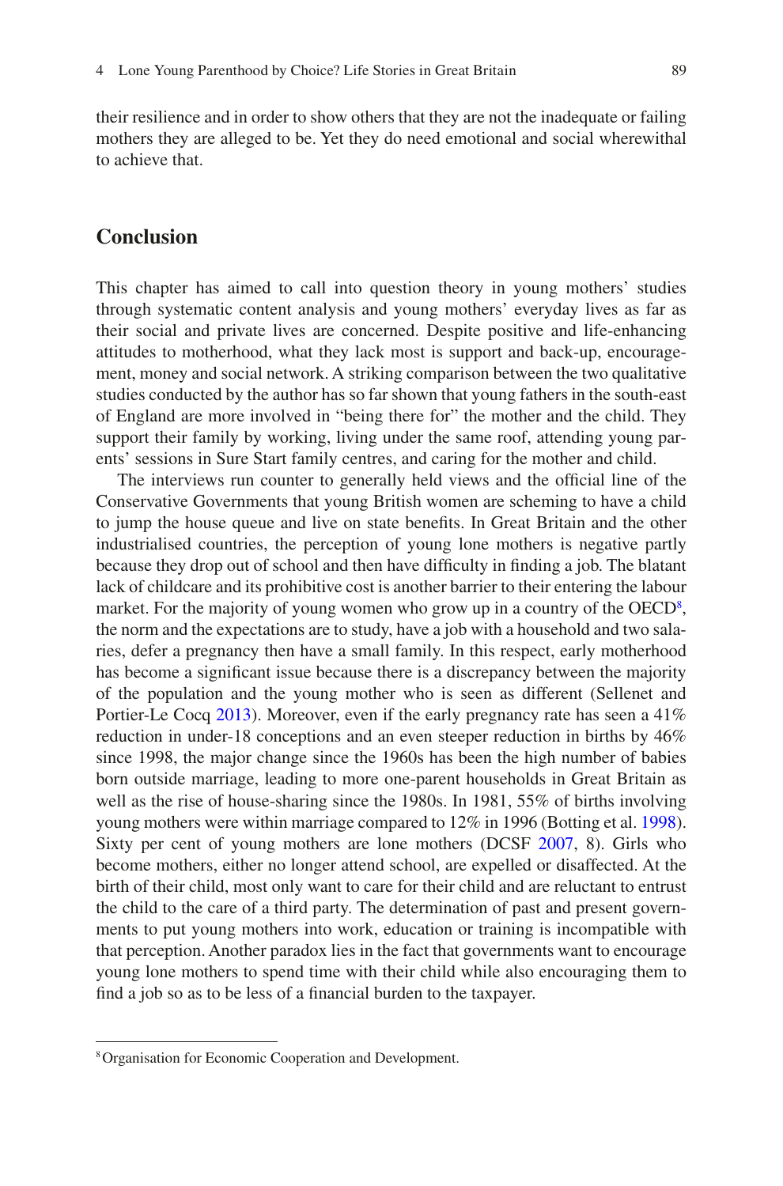their resilience and in order to show others that they are not the inadequate or failing mothers they are alleged to be. Yet they do need emotional and social wherewithal to achieve that.

## Conclusion

This chapter has aimed to call into question theory in young mothers' studies through systematic content analysis and young mothers' everyday lives as far as their social and private lives are concerned. Despite positive and life-enhancing attitudes to motherhood, what they lack most is support and back-up, encouragement, money and social network. A striking comparison between the two qualitative studies conducted by the author has so far shown that young fathers in the south-east of England are more involved in "being there for" the mother and the child. They support their family by working, living under the same roof, attending young parents' sessions in Sure Start family centres, and caring for the mother and child.

The interviews run counter to generally held views and the official line of the Conservative Governments that young British women are scheming to have a child to jump the house queue and live on state benefits. In Great Britain and the other industrialised countries, the perception of young lone mothers is negative partly because they drop out of school and then have difficulty in finding a job. The blatant lack of childcare and its prohibitive cost is another barrier to their entering the labour market. For the majority of young women who grow up in a country of the OECD[8], the norm and the expectations are to study, have a job with a household and two salaries, defer a pregnancy then have a small family. In this respect, early motherhood has become a significant issue because there is a discrepancy between the majority of the population and the young mother who is seen as different (Sellenet and Portier-Le Cocq 2013). Moreover, even if the early pregnancy rate has seen a 41% reduction in under-18 conceptions and an even steeper reduction in births by 46% since 1998, the major change since the 1960s has been the high number of babies born outside marriage, leading to more one-parent households in Great Britain as well as the rise of house-sharing since the 1980s. In 1981, 55% of births involving young mothers were within marriage compared to 12% in 1996 (Botting et al. 1998). Sixty per cent of young mothers are lone mothers (DCSF 2007, 8). Girls who become mothers, either no longer attend school, are expelled or disaffected. At the birth of their child, most only want to care for their child and are reluctant to entrust the child to the care of a third party. The determination of past and present governments to put young mothers into work, education or training is incompatible with that perception. Another paradox lies in the fact that governments want to encourage young lone mothers to spend time with their child while also encouraging them to find a job so as to be less of a financial burden to the taxpayer.

[8] Organisation for Economic Cooperation and Development.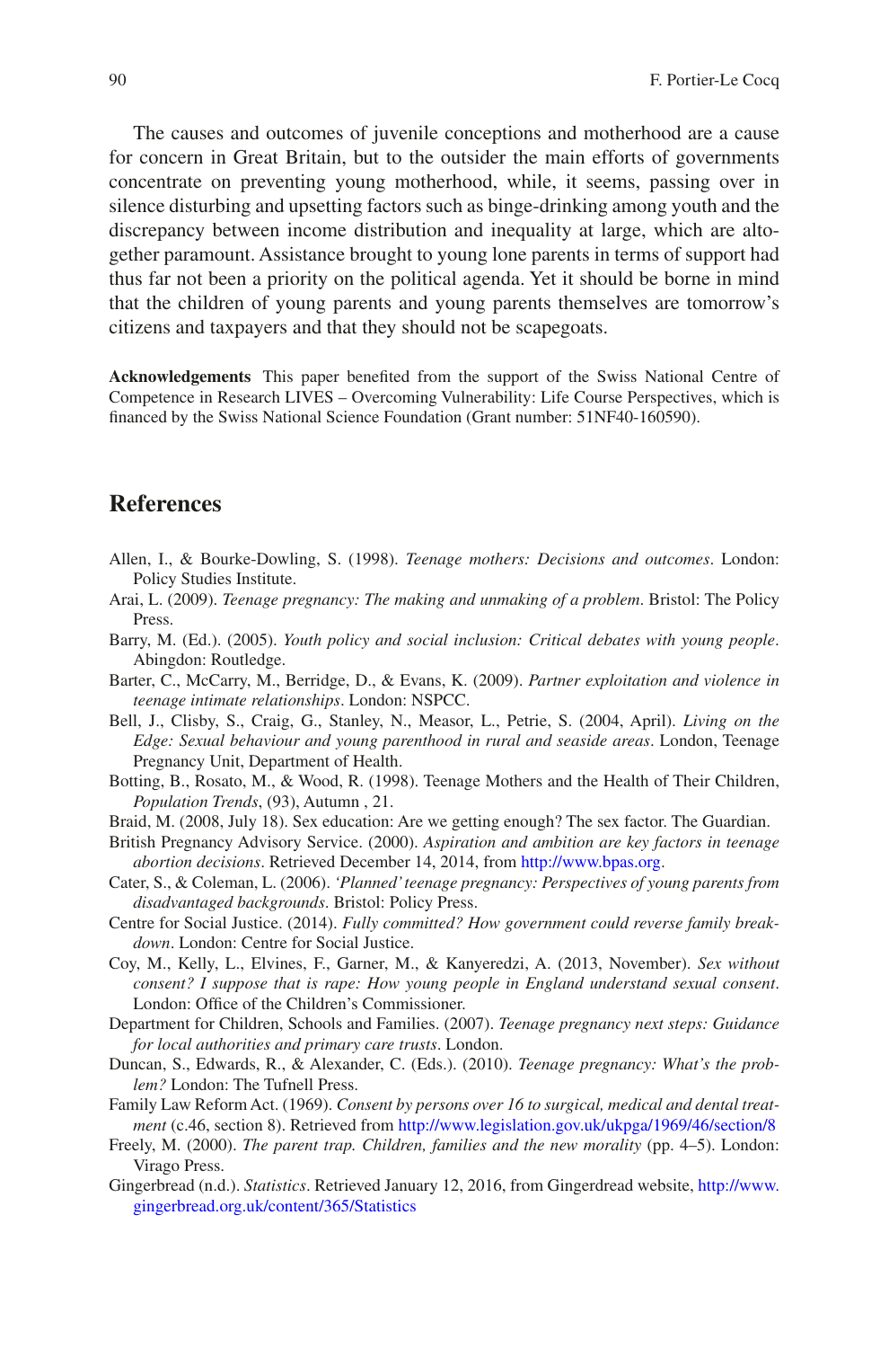The causes and outcomes of juvenile conceptions and motherhood are a cause for concern in Great Britain, but to the outsider the main efforts of governments concentrate on preventing young motherhood, while, it seems, passing over in silence disturbing and upsetting factors such as binge-drinking among youth and the discrepancy between income distribution and inequality at large, which are altogether paramount. Assistance brought to young lone parents in terms of support had thus far not been a priority on the political agenda. Yet it should be borne in mind that the children of young parents and young parents themselves are tomorrow's citizens and taxpayers and that they should not be scapegoats.

**Acknowledgements** This paper benefited from the support of the Swiss National Centre of Competence in Research LIVES – Overcoming Vulnerability: Life Course Perspectives, which is financed by the Swiss National Science Foundation (Grant number: 51NF40-160590).

## References

Allen, I., & Bourke-Dowling, S. (1998). *Teenage mothers: Decisions and outcomes*. London: Policy Studies Institute.

Arai, L. (2009). *Teenage pregnancy: The making and unmaking of a problem*. Bristol: The Policy Press.

Barry, M. (Ed.). (2005). *Youth policy and social inclusion: Critical debates with young people*. Abingdon: Routledge.

Barter, C., McCarry, M., Berridge, D., & Evans, K. (2009). *Partner exploitation and violence in teenage intimate relationships*. London: NSPCC.

Bell, J., Clisby, S., Craig, G., Stanley, N., Measor, L., Petrie, S. (2004, April). *Living on the Edge: Sexual behaviour and young parenthood in rural and seaside areas*. London, Teenage Pregnancy Unit, Department of Health.

Botting, B., Rosato, M., & Wood, R. (1998). Teenage Mothers and the Health of Their Children, *Population Trends*, (93), Autumn , 21.

Braid, M. (2008, July 18). Sex education: Are we getting enough? The sex factor. The Guardian.

British Pregnancy Advisory Service. (2000). *Aspiration and ambition are key factors in teenage abortion decisions*. Retrieved December 14, 2014, from http://www.bpas.org.

Cater, S., & Coleman, L. (2006). *'Planned' teenage pregnancy: Perspectives of young parents from disadvantaged backgrounds*. Bristol: Policy Press.

Centre for Social Justice. (2014). *Fully committed? How government could reverse family breakdown*. London: Centre for Social Justice.

Coy, M., Kelly, L., Elvines, F., Garner, M., & Kanyeredzi, A. (2013, November). *Sex without consent? I suppose that is rape: How young people in England understand sexual consent*. London: Office of the Children's Commissioner.

Department for Children, Schools and Families. (2007). *Teenage pregnancy next steps: Guidance for local authorities and primary care trusts*. London.

Duncan, S., Edwards, R., & Alexander, C. (Eds.). (2010). *Teenage pregnancy: What's the problem?* London: The Tufnell Press.

Family Law Reform Act. (1969). *Consent by persons over 16 to surgical, medical and dental treatment* (c.46, section 8). Retrieved from http://www.legislation.gov.uk/ukpga/1969/46/section/8

Freely, M. (2000). *The parent trap. Children, families and the new morality* (pp. 4–5). London: Virago Press.

Gingerbread (n.d.). *Statistics*. Retrieved January 12, 2016, from Gingerdread website, http://www.gingerbread.org.uk/content/365/Statistics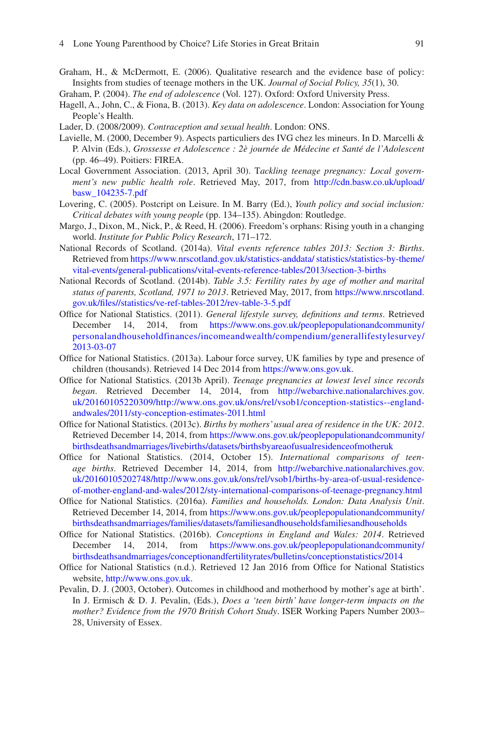Graham, H., & McDermott, E. (2006). Qualitative research and the evidence base of policy: Insights from studies of teenage mothers in the UK. *Journal of Social Policy, 35*(1), 30.

Graham, P. (2004). *The end of adolescence* (Vol. 127). Oxford: Oxford University Press.

Hagell, A., John, C., & Fiona, B. (2013). *Key data on adolescence*. London: Association for Young People's Health.

Lader, D. (2008/2009). *Contraception and sexual health*. London: ONS.

Lavielle, M. (2000, December 9). Aspects particuliers des IVG chez les mineurs. In D. Marcelli & P. Alvin (Eds.), *Grossesse et Adolescence : 2è journée de Médecine et Santé de l'Adolescent* (pp. 46–49). Poitiers: FIREA.

Local Government Association. (2013, April 30). T*ackling teenage pregnancy: Local government's new public health role*. Retrieved May, 2017, from http://cdn.basw.co.uk/upload/basw_104235-7.pdf

Lovering, C. (2005). Postcript on Leisure. In M. Barry (Ed.), *Youth policy and social inclusion: Critical debates with young people* (pp. 134–135). Abingdon: Routledge.

Margo, J., Dixon, M., Nick, P., & Reed, H. (2006). Freedom's orphans: Rising youth in a changing world. *Institute for Public Policy Research*, 171–172.

National Records of Scotland. (2014a). *Vital events reference tables 2013: Section 3: Births*. Retrieved from https://www.nrscotland.gov.uk/statistics-anddata/ statistics/statistics-by-theme/vital-events/general-publications/vital-events-reference-tables/2013/section-3-births

National Records of Scotland. (2014b). *Table 3.5: Fertility rates by age of mother and marital status of parents, Scotland, 1971 to 2013*. Retrieved May, 2017, from https://www.nrscotland.gov.uk/files//statistics/ve-ref-tables-2012/rev-table-3-5.pdf

Office for National Statistics. (2011). *General lifestyle survey, definitions and terms*. Retrieved December 14, 2014, from https://www.ons.gov.uk/peoplepopulationandcommunity/personalandhouseholdfinances/incomeandwealth/compendium/generallifestylesurvey/2013-03-07

Office for National Statistics. (2013a). Labour force survey, UK families by type and presence of children (thousands). Retrieved 14 Dec 2014 from https://www.ons.gov.uk.

Office for National Statistics. (2013b April). *Teenage pregnancies at lowest level since records began*. Retrieved December 14, 2014, from http://webarchive.nationalarchives.gov.uk/20160105220309/http://www.ons.gov.uk/ons/rel/vsob1/conception-statistics--england-andwales/2011/sty-conception-estimates-2011.html

Office for National Statistics. (2013c). *Births by mothers' usual area of residence in the UK: 2012*. Retrieved December 14, 2014, from https://www.ons.gov.uk/peoplepopulationandcommunity/birthsdeathsandmarriages/livebirths/datasets/birthsbyareaofusualresidenceofmotheruk

Office for National Statistics. (2014, October 15). *International comparisons of teenage births*. Retrieved December 14, 2014, from http://webarchive.nationalarchives.gov.uk/20160105202748/http://www.ons.gov.uk/ons/rel/vsob1/births-by-area-of-usual-residence-of-mother-england-and-wales/2012/sty-international-comparisons-of-teenage-pregnancy.html

Office for National Statistics. (2016a). *Families and households. London: Data Analysis Unit*. Retrieved December 14, 2014, from https://www.ons.gov.uk/peoplepopulationandcommunity/birthsdeathsandmarriages/families/datasets/familiesandhouseholdsfamiliesandhouseholds

Office for National Statistics. (2016b). *Conceptions in England and Wales: 2014*. Retrieved December 14, 2014, from https://www.ons.gov.uk/peoplepopulationandcommunity/birthsdeathsandmarriages/conceptionandfertilityrates/bulletins/conceptionstatistics/2014

Office for National Statistics (n.d.). Retrieved 12 Jan 2016 from Office for National Statistics website, http://www.ons.gov.uk.

Pevalin, D. J. (2003, October). Outcomes in childhood and motherhood by mother's age at birth'. In J. Ermisch & D. J. Pevalin, (Eds.), *Does a 'teen birth' have longer-term impacts on the mother? Evidence from the 1970 British Cohort Study*. ISER Working Papers Number 2003–28, University of Essex.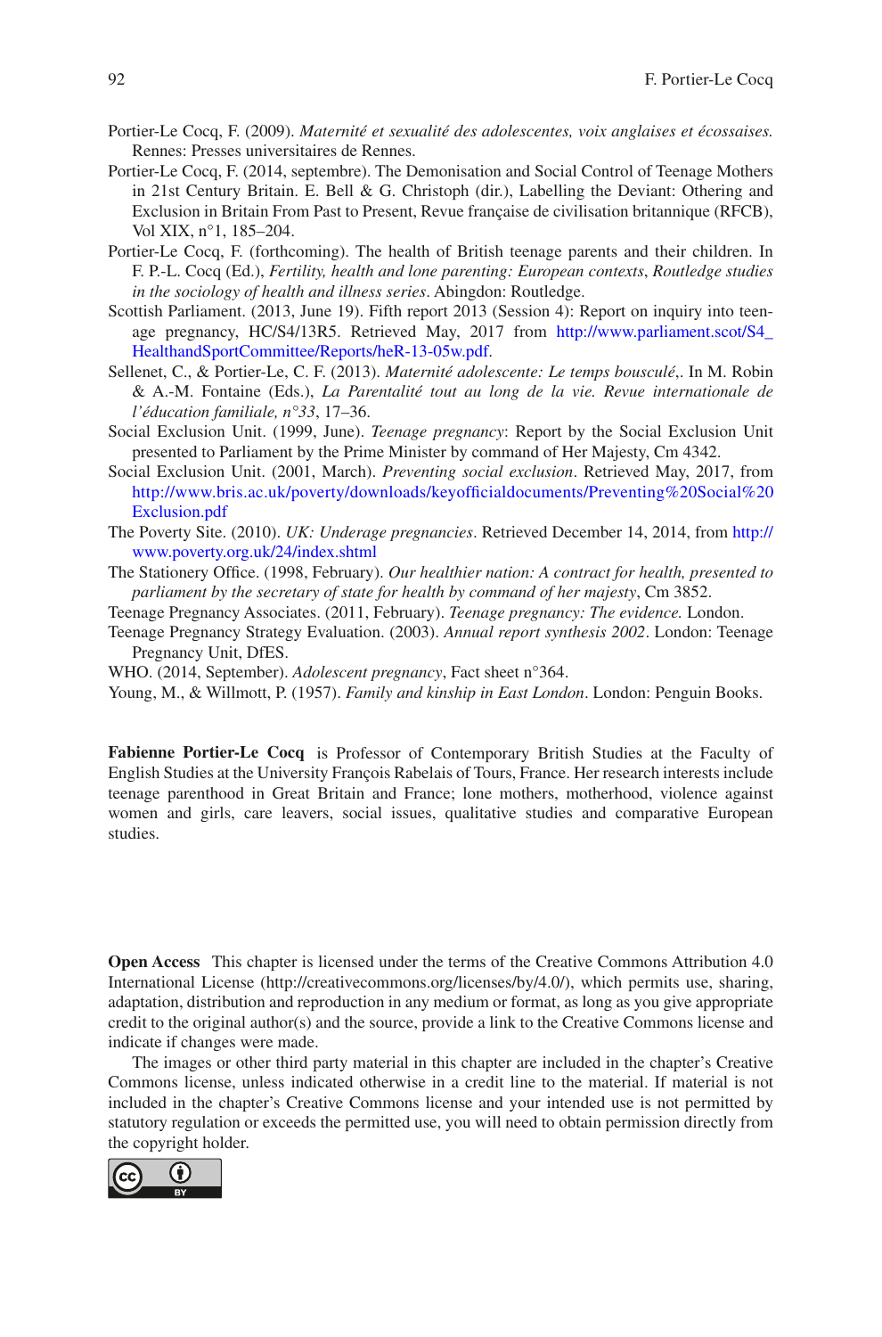Portier-Le Cocq, F. (2009). *Maternité et sexualité des adolescentes, voix anglaises et écossaises.* Rennes: Presses universitaires de Rennes.

Portier-Le Cocq, F. (2014, septembre). The Demonisation and Social Control of Teenage Mothers in 21st Century Britain. E. Bell & G. Christoph (dir.), Labelling the Deviant: Othering and Exclusion in Britain From Past to Present, Revue française de civilisation britannique (RFCB), Vol XIX, n°1, 185–204.

Portier-Le Cocq, F. (forthcoming). The health of British teenage parents and their children. In F. P.-L. Cocq (Ed.), *Fertility, health and lone parenting: European contexts*, *Routledge studies in the sociology of health and illness series*. Abingdon: Routledge.

Scottish Parliament. (2013, June 19). Fifth report 2013 (Session 4): Report on inquiry into teenage pregnancy, HC/S4/13R5. Retrieved May, 2017 from http://www.parliament.scot/S4_HealthandSportCommittee/Reports/heR-13-05w.pdf.

Sellenet, C., & Portier-Le, C. F. (2013). *Maternité adolescente: Le temps bousculé,*. In M. Robin & A.-M. Fontaine (Eds.), *La Parentalité tout au long de la vie. Revue internationale de l'éducation familiale, n°33*, 17–36.

Social Exclusion Unit. (1999, June). *Teenage pregnancy*: Report by the Social Exclusion Unit presented to Parliament by the Prime Minister by command of Her Majesty, Cm 4342.

Social Exclusion Unit. (2001, March). *Preventing social exclusion*. Retrieved May, 2017, from http://www.bris.ac.uk/poverty/downloads/keyofficialdocuments/Preventing%20Social%20Exclusion.pdf

The Poverty Site. (2010). *UK: Underage pregnancies*. Retrieved December 14, 2014, from http://www.poverty.org.uk/24/index.shtml

The Stationery Office. (1998, February). *Our healthier nation: A contract for health, presented to parliament by the secretary of state for health by command of her majesty*, Cm 3852.

Teenage Pregnancy Associates. (2011, February). *Teenage pregnancy: The evidence.* London.

Teenage Pregnancy Strategy Evaluation. (2003). *Annual report synthesis 2002*. London: Teenage Pregnancy Unit, DfES.

WHO. (2014, September). *Adolescent pregnancy*, Fact sheet n°364.

Young, M., & Willmott, P. (1957). *Family and kinship in East London*. London: Penguin Books.

**Fabienne Portier-Le Cocq** is Professor of Contemporary British Studies at the Faculty of English Studies at the University François Rabelais of Tours, France. Her research interests include teenage parenthood in Great Britain and France; lone mothers, motherhood, violence against women and girls, care leavers, social issues, qualitative studies and comparative European studies.

**Open Access** This chapter is licensed under the terms of the Creative Commons Attribution 4.0 International License (http://creativecommons.org/licenses/by/4.0/), which permits use, sharing, adaptation, distribution and reproduction in any medium or format, as long as you give appropriate credit to the original author(s) and the source, provide a link to the Creative Commons license and indicate if changes were made.

The images or other third party material in this chapter are included in the chapter's Creative Commons license, unless indicated otherwise in a credit line to the material. If material is not included in the chapter's Creative Commons license and your intended use is not permitted by statutory regulation or exceeds the permitted use, you will need to obtain permission directly from the copyright holder.